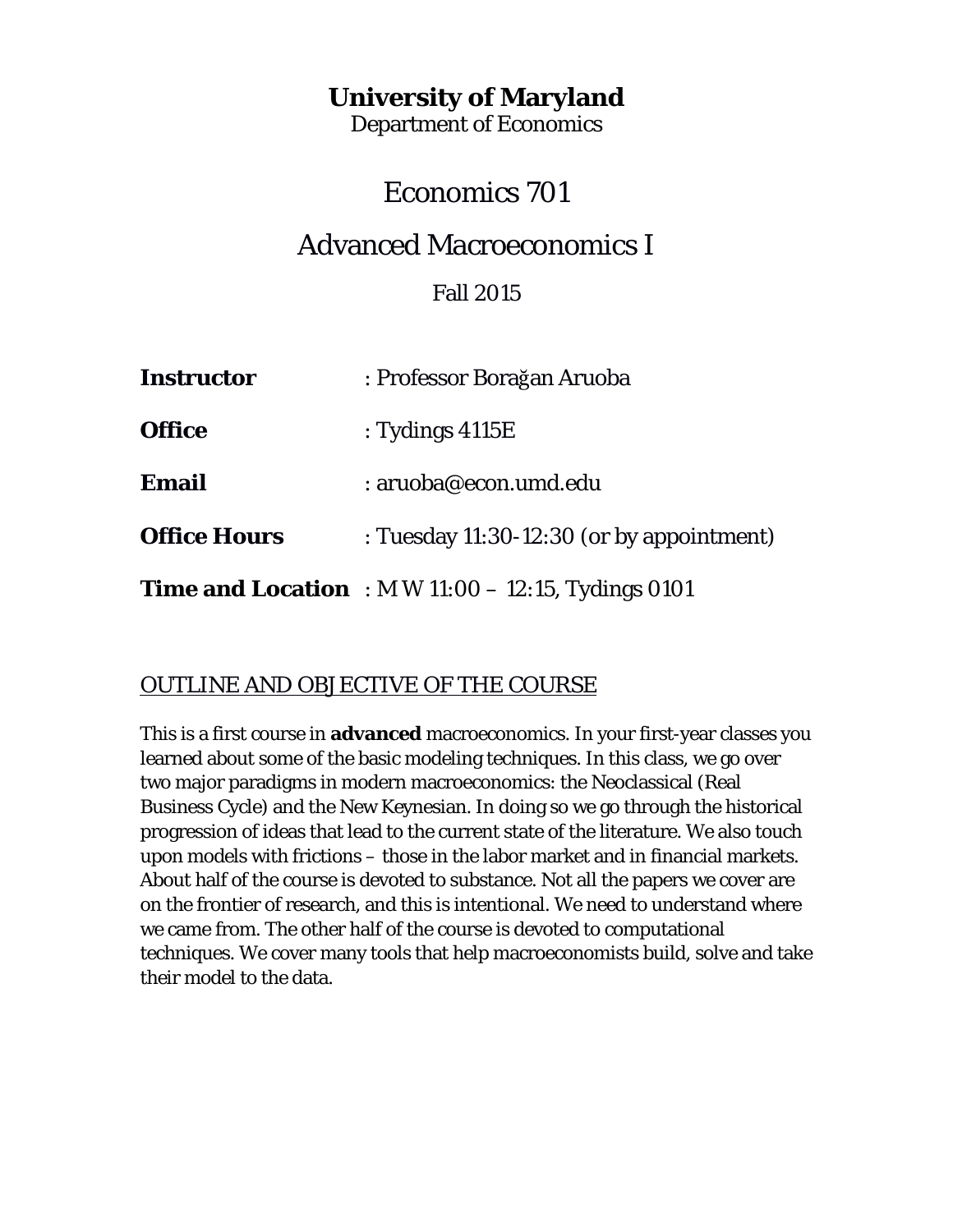# University of Maryland

Department of Economics

## Economics 701

## Advanced Macroeconomics I

Fall 2015

| | |
|---|---|
| **Instructor** | : Professor Borağan Aruoba |
| **Office** | : Tydings 4115E |
| **Email** | : aruoba@econ.umd.edu |
| **Office Hours** | : Tuesday 11:30-12:30 (or by appointment) |
| **Time and Location** | : M W 11:00 – 12:15, Tydings 0101 |

### OUTLINE AND OBJECTIVE OF THE COURSE

This is a first course in **advanced** macroeconomics. In your first-year classes you learned about some of the basic modeling techniques. In this class, we go over two major paradigms in modern macroeconomics: the Neoclassical (Real Business Cycle) and the New Keynesian. In doing so we go through the historical progression of ideas that lead to the current state of the literature. We also touch upon models with frictions – those in the labor market and in financial markets. About half of the course is devoted to substance. Not all the papers we cover are on the frontier of research, and this is intentional. We need to understand where we came from. The other half of the course is devoted to computational techniques. We cover many tools that help macroeconomists build, solve and take their model to the data.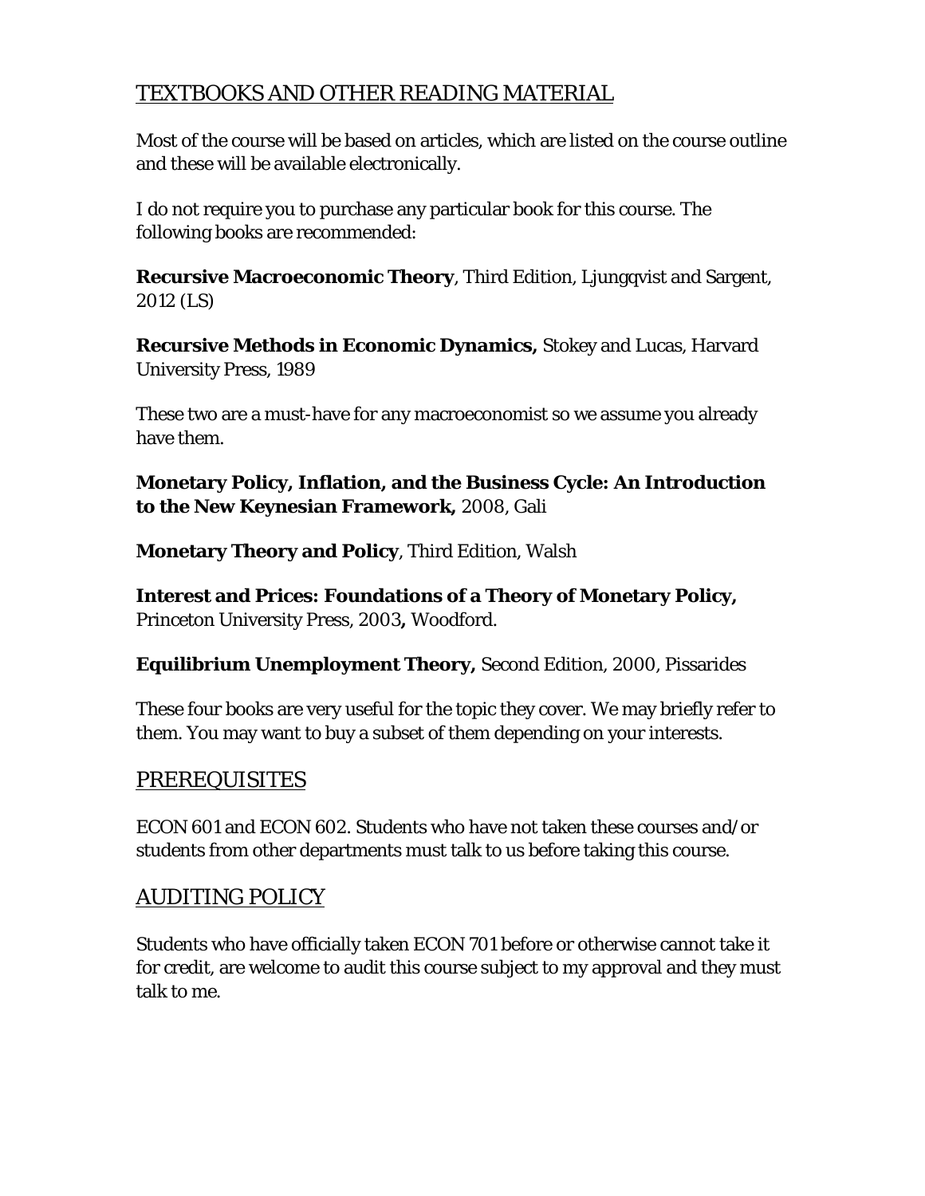## TEXTBOOKS AND OTHER READING MATERIAL

Most of the course will be based on articles, which are listed on the course outline and these will be available electronically.

I do not require you to purchase any particular book for this course. The following books are recommended:

**Recursive Macroeconomic Theory**, Third Edition, Ljungqvist and Sargent, 2012 (LS)

**Recursive Methods in Economic Dynamics,** Stokey and Lucas, Harvard University Press, 1989

These two are a must-have for any macroeconomist so we assume you already have them.

**Monetary Policy, Inflation, and the Business Cycle: An Introduction to the New Keynesian Framework,** 2008, Gali

**Monetary Theory and Policy**, Third Edition, Walsh

**Interest and Prices: Foundations of a Theory of Monetary Policy,** Princeton University Press, 2003**,** Woodford.

**Equilibrium Unemployment Theory,** Second Edition, 2000, Pissarides

These four books are very useful for the topic they cover. We may briefly refer to them. You may want to buy a subset of them depending on your interests.

## PREREQUISITES

ECON 601 and ECON 602. Students who have not taken these courses and/or students from other departments must talk to us before taking this course.

## AUDITING POLICY

Students who have officially taken ECON 701 before or otherwise cannot take it for credit, are welcome to audit this course subject to my approval and they must talk to me.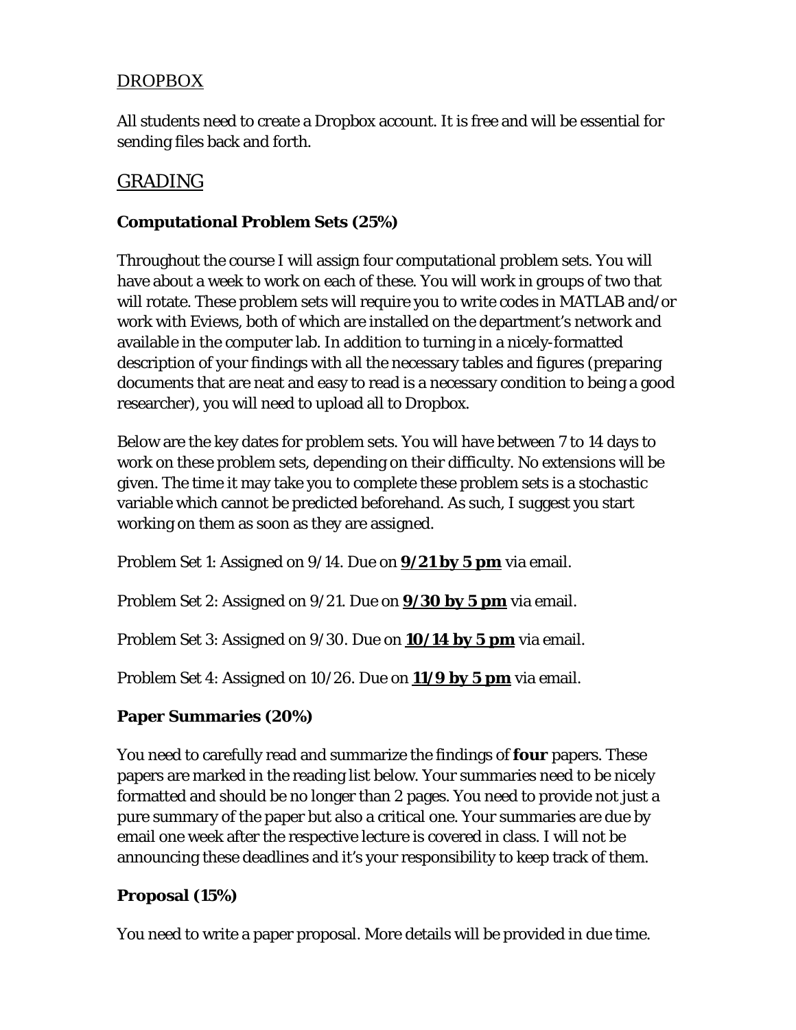## DROPBOX

All students need to create a Dropbox account. It is free and will be essential for sending files back and forth.

## GRADING

**Computational Problem Sets (25%)**

Throughout the course I will assign four computational problem sets. You will have about a week to work on each of these. You will work in groups of two that will rotate. These problem sets will require you to write codes in MATLAB and/or work with Eviews, both of which are installed on the department's network and available in the computer lab. In addition to turning in a nicely-formatted description of your findings with all the necessary tables and figures (preparing documents that are neat and easy to read is a necessary condition to being a good researcher), you will need to upload all to Dropbox.

Below are the key dates for problem sets. You will have between 7 to 14 days to work on these problem sets, depending on their difficulty. No extensions will be given. The time it may take you to complete these problem sets is a stochastic variable which cannot be predicted beforehand. As such, I suggest you start working on them as soon as they are assigned.

Problem Set 1: Assigned on 9/14. Due on **9/21 by 5 pm** via email.

Problem Set 2: Assigned on 9/21. Due on **9/30 by 5 pm** via email.

Problem Set 3: Assigned on 9/30. Due on **10/14 by 5 pm** via email.

Problem Set 4: Assigned on 10/26. Due on **11/9 by 5 pm** via email.

**Paper Summaries (20%)**

You need to carefully read and summarize the findings of **four** papers. These papers are marked in the reading list below. Your summaries need to be nicely formatted and should be no longer than 2 pages. You need to provide not just a pure summary of the paper but also a critical one. Your summaries are due by email one week after the respective lecture is covered in class. I will not be announcing these deadlines and it's your responsibility to keep track of them.

**Proposal (15%)**

You need to write a paper proposal. More details will be provided in due time.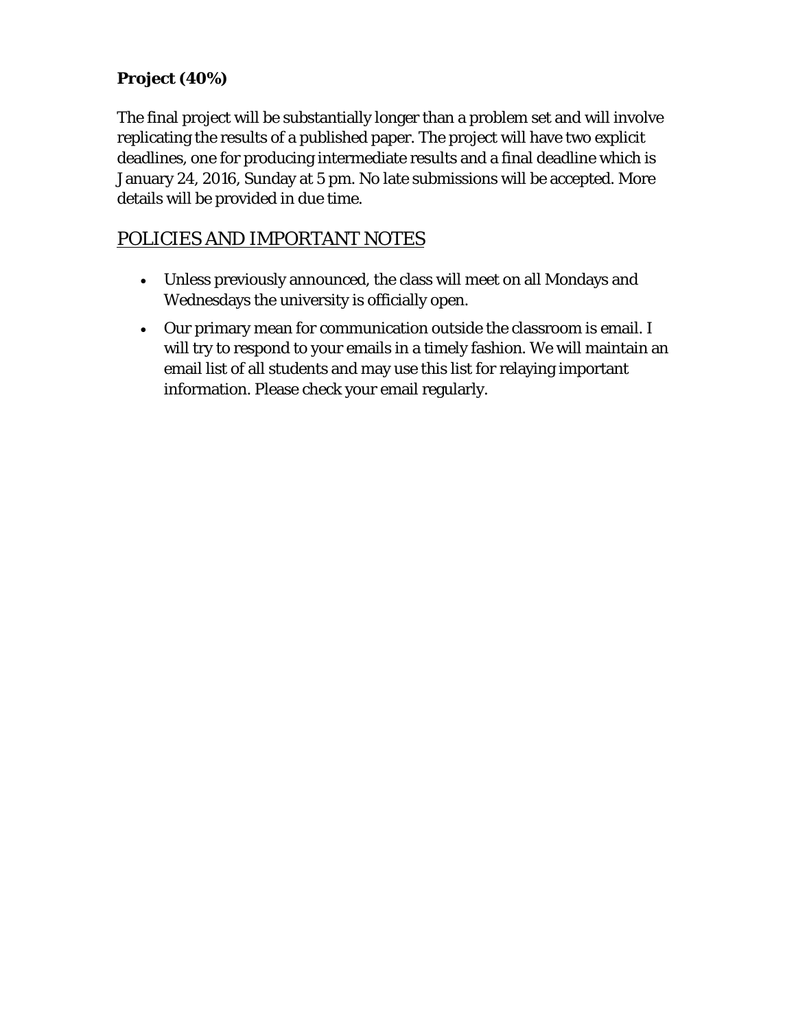**Project (40%)**

The final project will be substantially longer than a problem set and will involve replicating the results of a published paper. The project will have two explicit deadlines, one for producing intermediate results and a final deadline which is January 24, 2016, Sunday at 5 pm. No late submissions will be accepted. More details will be provided in due time.

## POLICIES AND IMPORTANT NOTES

- Unless previously announced, the class will meet on all Mondays and Wednesdays the university is officially open.
- Our primary mean for communication outside the classroom is email. I will try to respond to your emails in a timely fashion. We will maintain an email list of all students and may use this list for relaying important information. Please check your email regularly.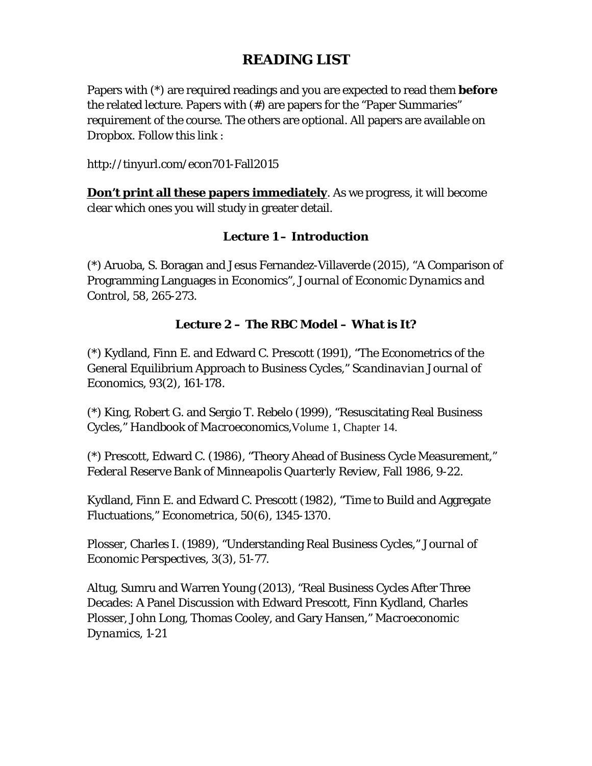# READING LIST

Papers with (*) are required readings and you are expected to read them **before** the related lecture. Papers with (#) are papers for the "Paper Summaries" requirement of the course. The others are optional. All papers are available on Dropbox. Follow this link :

http://tinyurl.com/econ701-Fall2015

**<u>Don't print all these papers immediately</u>**. As we progress, it will become clear which ones you will study in greater detail.

### Lecture 1 – Introduction

(*) Aruoba, S. Boragan and Jesus Fernandez-Villaverde (2015), "A Comparison of Programming Languages in Economics", *Journal of Economic Dynamics and Control*, 58, 265-273.

### Lecture 2 – The RBC Model – What is It?

(*) Kydland, Finn E. and Edward C. Prescott (1991), "The Econometrics of the General Equilibrium Approach to Business Cycles," *Scandinavian Journal of Economics*, 93(2), 161-178.

(*) King, Robert G. and Sergio T. Rebelo (1999), "Resuscitating Real Business Cycles," *Handbook of Macroeconomics*, Volume 1, Chapter 14.

(*) Prescott, Edward C. (1986), "Theory Ahead of Business Cycle Measurement," *Federal Reserve Bank of Minneapolis Quarterly Review*, Fall 1986, 9-22.

Kydland, Finn E. and Edward C. Prescott (1982), "Time to Build and Aggregate Fluctuations," *Econometrica*, 50(6), 1345-1370.

Plosser, Charles I. (1989), "Understanding Real Business Cycles," *Journal of Economic Perspectives*, 3(3), 51-77.

Altug, Sumru and Warren Young (2013), "Real Business Cycles After Three Decades: A Panel Discussion with Edward Prescott, Finn Kydland, Charles Plosser, John Long, Thomas Cooley, and Gary Hansen," *Macroeconomic Dynamics*, 1-21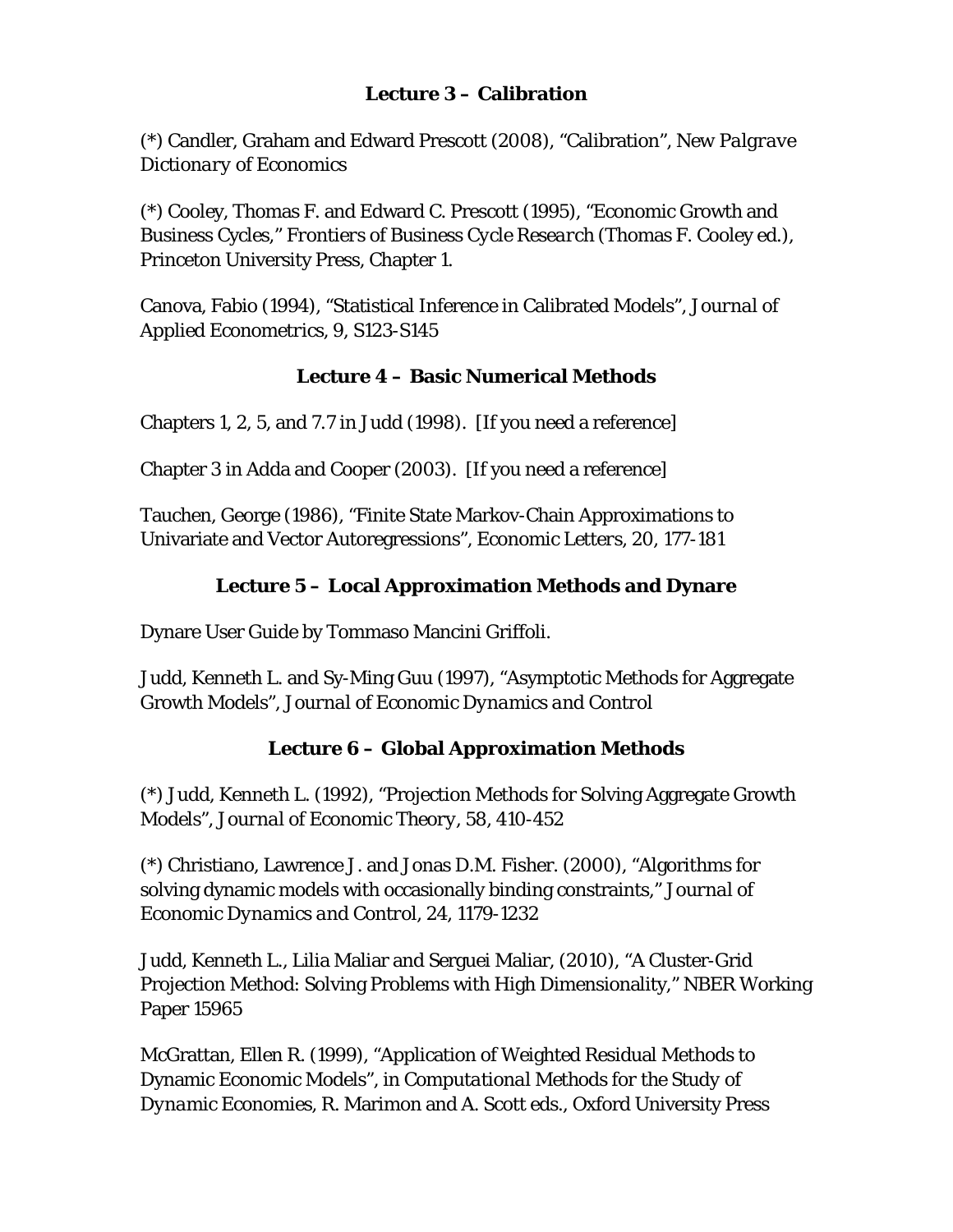### Lecture 3 – Calibration

(*) Candler, Graham and Edward Prescott (2008), "Calibration", *New Palgrave Dictionary of Economics*

(*) Cooley, Thomas F. and Edward C. Prescott (1995), "Economic Growth and Business Cycles," *Frontiers of Business Cycle Research* (Thomas F. Cooley ed.), Princeton University Press, Chapter 1.

Canova, Fabio (1994), "Statistical Inference in Calibrated Models", *Journal of Applied Econometrics*, 9, S123-S145

### Lecture 4 – Basic Numerical Methods

Chapters 1, 2, 5, and 7.7 in Judd (1998). [If you need a reference]

Chapter 3 in Adda and Cooper (2003). [If you need a reference]

Tauchen, George (1986), "Finite State Markov-Chain Approximations to Univariate and Vector Autoregressions", *Economic Letters*, 20, 177-181

### Lecture 5 – Local Approximation Methods and Dynare

Dynare User Guide by Tommaso Mancini Griffoli.

Judd, Kenneth L. and Sy-Ming Guu (1997), "Asymptotic Methods for Aggregate Growth Models", *Journal of Economic Dynamics and Control*

### Lecture 6 – Global Approximation Methods

(*) Judd, Kenneth L. (1992), "Projection Methods for Solving Aggregate Growth Models", *Journal of Economic Theory*, 58, 410-452

(*) Christiano, Lawrence J. and Jonas D.M. Fisher. (2000), "Algorithms for solving dynamic models with occasionally binding constraints," *Journal of Economic Dynamics and Control*, 24, 1179-1232

Judd, Kenneth L., Lilia Maliar and Serguei Maliar, (2010), "A Cluster-Grid Projection Method: Solving Problems with High Dimensionality," NBER Working Paper 15965

McGrattan, Ellen R. (1999), "Application of Weighted Residual Methods to Dynamic Economic Models", in *Computational Methods for the Study of Dynamic Economies*, R. Marimon and A. Scott eds., Oxford University Press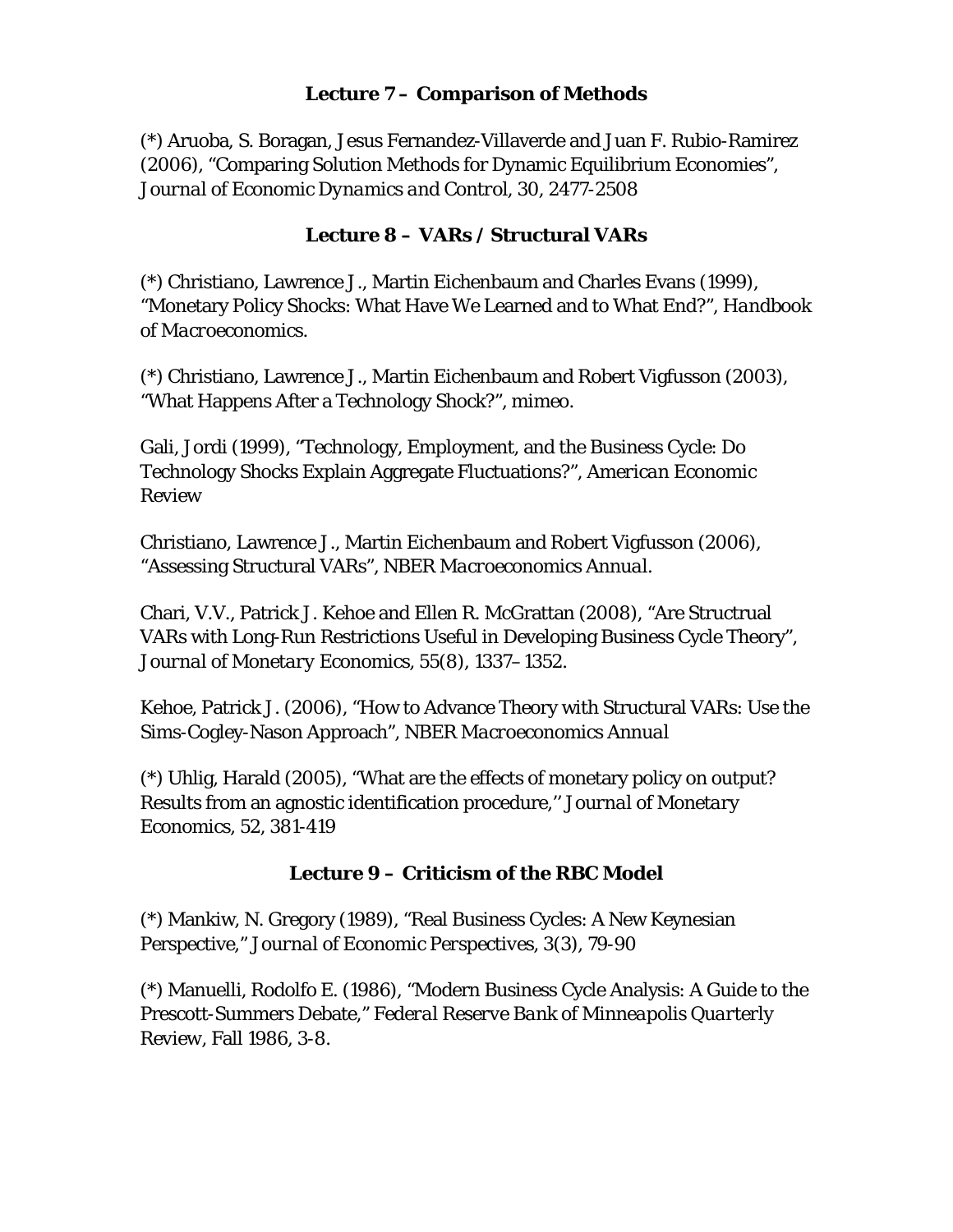### Lecture 7 – Comparison of Methods

(*) Aruoba, S. Boragan, Jesus Fernandez-Villaverde and Juan F. Rubio-Ramirez (2006), "Comparing Solution Methods for Dynamic Equilibrium Economies", *Journal of Economic Dynamics and Control*, 30, 2477-2508

### Lecture 8 – VARs / Structural VARs

(*) Christiano, Lawrence J., Martin Eichenbaum and Charles Evans (1999), "Monetary Policy Shocks: What Have We Learned and to What End?", *Handbook of Macroeconomics*.

(*) Christiano, Lawrence J., Martin Eichenbaum and Robert Vigfusson (2003), "What Happens After a Technology Shock?", mimeo.

Gali, Jordi (1999), "Technology, Employment, and the Business Cycle: Do Technology Shocks Explain Aggregate Fluctuations?", *American Economic Review*

Christiano, Lawrence J., Martin Eichenbaum and Robert Vigfusson (2006), "Assessing Structural VARs", *NBER Macroeconomics Annual*.

Chari, V.V., Patrick J. Kehoe and Ellen R. McGrattan (2008), "Are Structrual VARs with Long-Run Restrictions Useful in Developing Business Cycle Theory", *Journal of Monetary Economics*, 55(8), 1337–1352.

Kehoe, Patrick J. (2006), "How to Advance Theory with Structural VARs: Use the Sims-Cogley-Nason Approach", *NBER Macroeconomics Annual*

(*) Uhlig, Harald (2005), "What are the effects of monetary policy on output? Results from an agnostic identification procedure,'' *Journal of Monetary Economics*, 52, 381-419

### Lecture 9 – Criticism of the RBC Model

(*) Mankiw, N. Gregory (1989), "Real Business Cycles: A New Keynesian Perspective," *Journal of Economic Perspectives*, 3(3), 79-90

(*) Manuelli, Rodolfo E. (1986), "Modern Business Cycle Analysis: A Guide to the Prescott-Summers Debate," *Federal Reserve Bank of Minneapolis Quarterly Review*, Fall 1986, 3-8.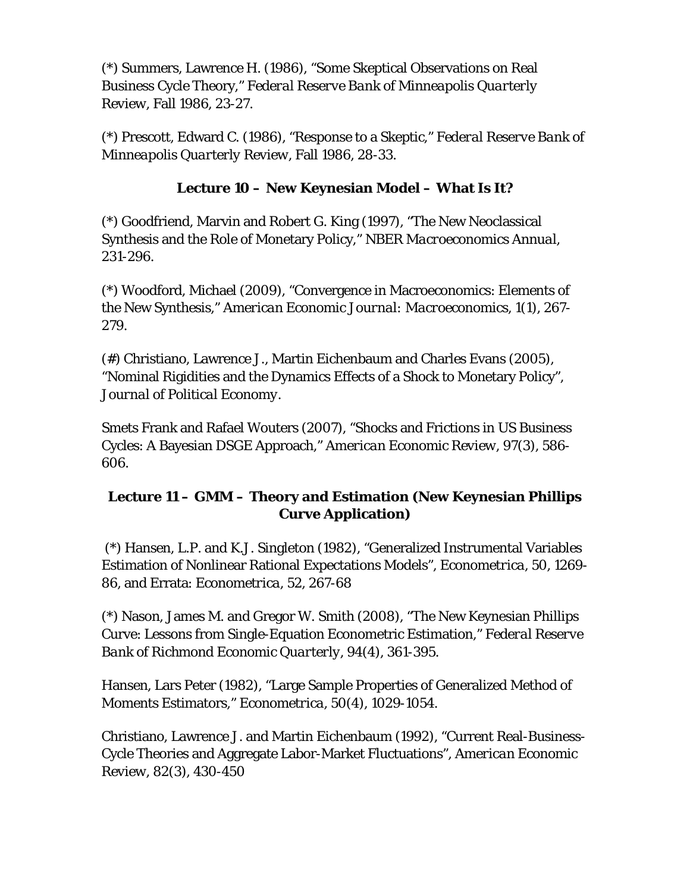(*) Summers, Lawrence H. (1986), "Some Skeptical Observations on Real Business Cycle Theory," *Federal Reserve Bank of Minneapolis Quarterly Review*, Fall 1986, 23-27.

(*) Prescott, Edward C. (1986), "Response to a Skeptic," *Federal Reserve Bank of Minneapolis Quarterly Review*, Fall 1986, 28-33.

### Lecture 10 – New Keynesian Model – What Is It?

(*) Goodfriend, Marvin and Robert G. King (1997), "The New Neoclassical Synthesis and the Role of Monetary Policy," *NBER Macroeconomics Annual*, 231-296.

(*) Woodford, Michael (2009), "Convergence in Macroeconomics: Elements of the New Synthesis," *American Economic Journal: Macroeconomics*, 1(1), 267-279.

(#) Christiano, Lawrence J., Martin Eichenbaum and Charles Evans (2005), "Nominal Rigidities and the Dynamics Effects of a Shock to Monetary Policy", *Journal of Political Economy*.

Smets Frank and Rafael Wouters (2007), "Shocks and Frictions in US Business Cycles: A Bayesian DSGE Approach," *American Economic Review*, 97(3), 586-606.

### Lecture 11 – GMM – Theory and Estimation (New Keynesian Phillips Curve Application)

(*) Hansen, L.P. and K.J. Singleton (1982), "Generalized Instrumental Variables Estimation of Nonlinear Rational Expectations Models", *Econometrica*, 50, 1269-86, and Errata: *Econometrica*, 52, 267-68

(*) Nason, James M. and Gregor W. Smith (2008), "The New Keynesian Phillips Curve: Lessons from Single-Equation Econometric Estimation," *Federal Reserve Bank of Richmond Economic Quarterly*, 94(4), 361-395.

Hansen, Lars Peter (1982), "Large Sample Properties of Generalized Method of Moments Estimators," *Econometrica*, 50(4), 1029-1054.

Christiano, Lawrence J. and Martin Eichenbaum (1992), "Current Real-Business-Cycle Theories and Aggregate Labor-Market Fluctuations", *American Economic Review*, 82(3), 430-450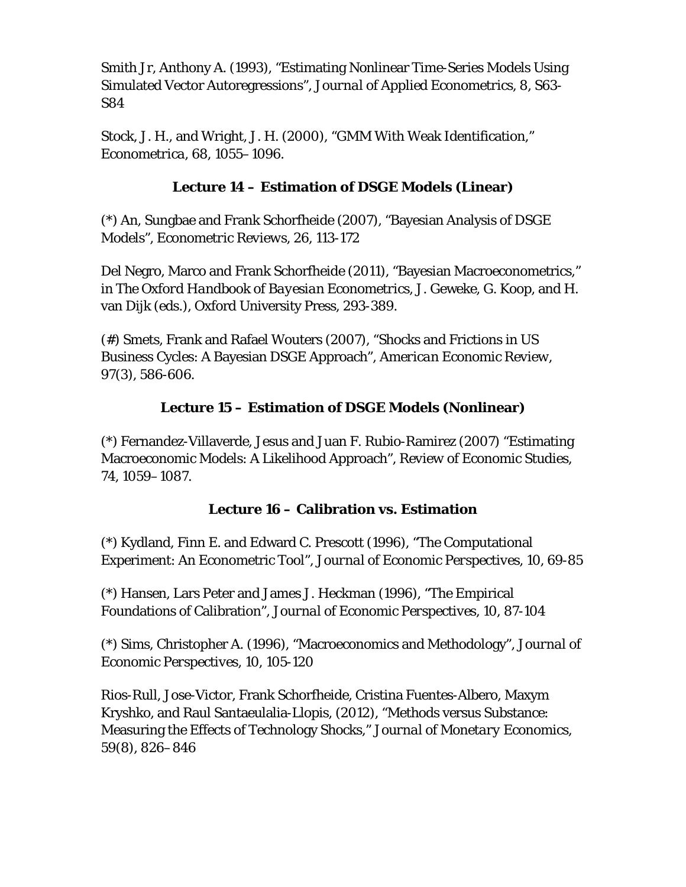Smith Jr, Anthony A. (1993), "Estimating Nonlinear Time-Series Models Using Simulated Vector Autoregressions", *Journal of Applied Econometrics*, 8, S63-S84

Stock, J. H., and Wright, J. H. (2000), "GMM With Weak Identification," *Econometrica*, 68, 1055–1096.

### Lecture 14 – Estimation of DSGE Models (Linear)

(*) An, Sungbae and Frank Schorfheide (2007), "Bayesian Analysis of DSGE Models", Econometric Reviews, 26, 113-172

Del Negro, Marco and Frank Schorfheide (2011), "Bayesian Macroeconometrics," in *The Oxford Handbook of Bayesian Econometrics*, J. Geweke, G. Koop, and H. van Dijk (eds.), Oxford University Press, 293-389.

(#) Smets, Frank and Rafael Wouters (2007), "Shocks and Frictions in US Business Cycles: A Bayesian DSGE Approach", *American Economic Review*, 97(3), 586-606.

### Lecture 15 – Estimation of DSGE Models (Nonlinear)

(*) Fernandez-Villaverde, Jesus and Juan F. Rubio-Ramirez (2007) "Estimating Macroeconomic Models: A Likelihood Approach", Review of Economic Studies, 74, 1059–1087.

### Lecture 16 – Calibration vs. Estimation

(*) Kydland, Finn E. and Edward C. Prescott (1996), "The Computational Experiment: An Econometric Tool", *Journal of Economic Perspectives*, 10, 69-85

(*) Hansen, Lars Peter and James J. Heckman (1996), "The Empirical Foundations of Calibration", *Journal of Economic Perspectives*, 10, 87-104

(*) Sims, Christopher A. (1996), "Macroeconomics and Methodology", *Journal of Economic Perspectives*, 10, 105-120

Rios-Rull, Jose-Victor, Frank Schorfheide, Cristina Fuentes-Albero, Maxym Kryshko, and Raul Santaeulalia-Llopis, (2012), "Methods versus Substance: Measuring the Effects of Technology Shocks," *Journal of Monetary Economics*, 59(8), 826–846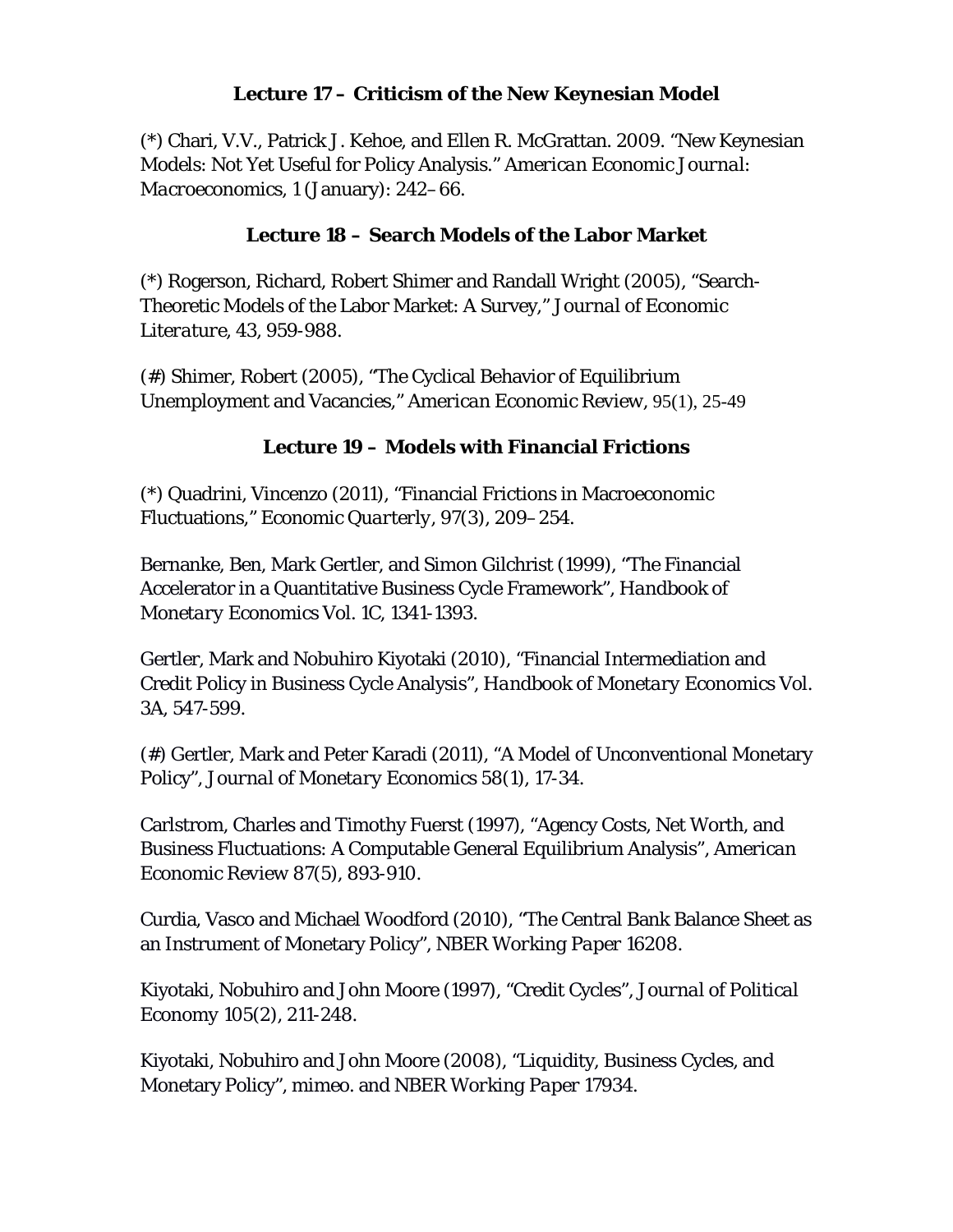### Lecture 17 – Criticism of the New Keynesian Model

(*) Chari, V.V., Patrick J. Kehoe, and Ellen R. McGrattan. 2009. "New Keynesian Models: Not Yet Useful for Policy Analysis." *American Economic Journal: Macroeconomics*, 1 (January): 242–66.

### Lecture 18 – Search Models of the Labor Market

(*) Rogerson, Richard, Robert Shimer and Randall Wright (2005), "Search-Theoretic Models of the Labor Market: A Survey," *Journal of Economic Literature*, 43, 959-988.

(#) Shimer, Robert (2005), "The Cyclical Behavior of Equilibrium Unemployment and Vacancies," *American Economic Review*, 95(1), 25-49

### Lecture 19 – Models with Financial Frictions

(*) Quadrini, Vincenzo (2011), "Financial Frictions in Macroeconomic Fluctuations," *Economic Quarterly*, 97(3), 209–254.

Bernanke, Ben, Mark Gertler, and Simon Gilchrist (1999), "The Financial Accelerator in a Quantitative Business Cycle Framework", *Handbook of Monetary Economics* Vol. 1C, 1341-1393.

Gertler, Mark and Nobuhiro Kiyotaki (2010), "Financial Intermediation and Credit Policy in Business Cycle Analysis", *Handbook of Monetary Economics* Vol. 3A, 547-599.

(#) Gertler, Mark and Peter Karadi (2011), "A Model of Unconventional Monetary Policy", *Journal of Monetary Economics* 58(1), 17-34.

Carlstrom, Charles and Timothy Fuerst (1997), "Agency Costs, Net Worth, and Business Fluctuations: A Computable General Equilibrium Analysis", *American Economic Review* 87(5), 893-910.

Curdia, Vasco and Michael Woodford (2010), "The Central Bank Balance Sheet as an Instrument of Monetary Policy", *NBER Working Paper* 16208.

Kiyotaki, Nobuhiro and John Moore (1997), "Credit Cycles", *Journal of Political Economy* 105(2), 211-248.

Kiyotaki, Nobuhiro and John Moore (2008), "Liquidity, Business Cycles, and Monetary Policy", mimeo. and *NBER Working Paper* 17934.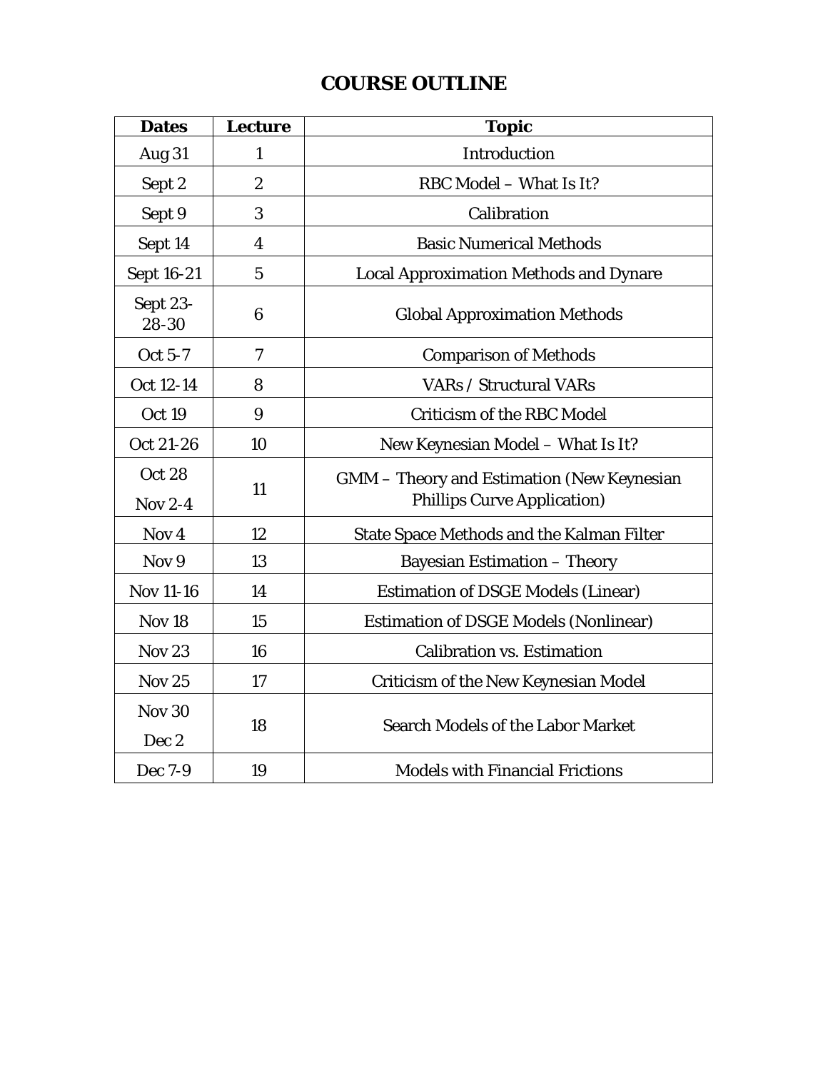## COURSE OUTLINE

| Dates | Lecture | Topic |
|---|---|---|
| Aug 31 | 1 | Introduction |
| Sept 2 | 2 | RBC Model – What Is It? |
| Sept 9 | 3 | Calibration |
| Sept 14 | 4 | Basic Numerical Methods |
| Sept 16-21 | 5 | Local Approximation Methods and Dynare |
| Sept 23-28-30 | 6 | Global Approximation Methods |
| Oct 5-7 | 7 | Comparison of Methods |
| Oct 12-14 | 8 | VARs / Structural VARs |
| Oct 19 | 9 | Criticism of the RBC Model |
| Oct 21-26 | 10 | New Keynesian Model – What Is It? |
| Oct 28 Nov 2-4 | 11 | GMM – Theory and Estimation (New Keynesian Phillips Curve Application) |
| Nov 4 | 12 | State Space Methods and the Kalman Filter |
| Nov 9 | 13 | Bayesian Estimation – Theory |
| Nov 11-16 | 14 | Estimation of DSGE Models (Linear) |
| Nov 18 | 15 | Estimation of DSGE Models (Nonlinear) |
| Nov 23 | 16 | Calibration vs. Estimation |
| Nov 25 | 17 | Criticism of the New Keynesian Model |
| Nov 30 Dec 2 | 18 | Search Models of the Labor Market |
| Dec 7-9 | 19 | Models with Financial Frictions |